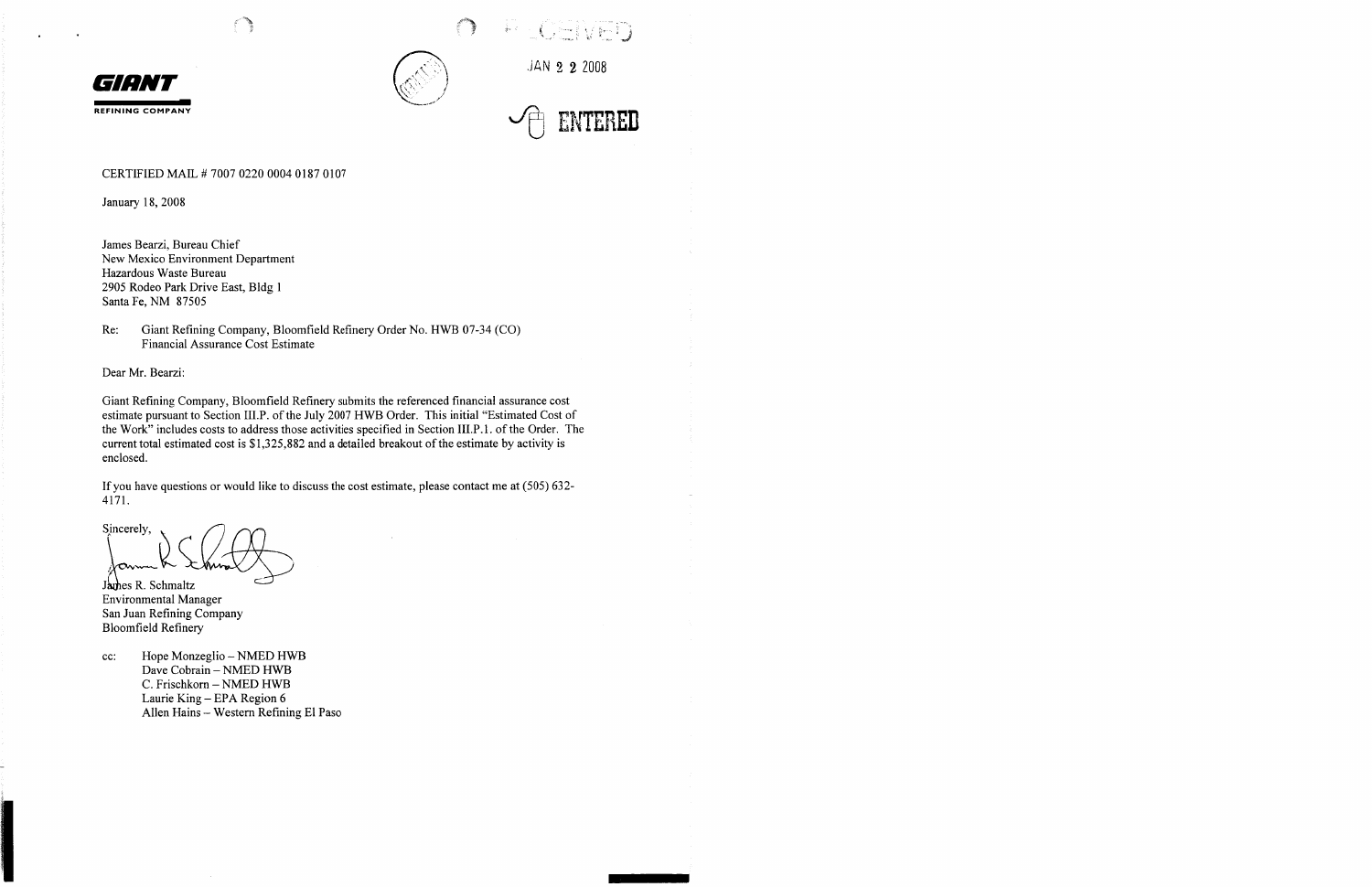**GIANT**

**REFINING COMPANY**

RECEIVED

JAN 2 2 2008

ENTERED

CERTIFIED MAIL # 7007 0220 0004 0187 0107

January 18, 2008

James Bearzi, Bureau Chief
New Mexico Environment Department
Hazardous Waste Bureau
2905 Rodeo Park Drive East, Bldg 1
Santa Fe, NM 87505

Re: Giant Refining Company, Bloomfield Refinery Order No. HWB 07-34 (CO)
Financial Assurance Cost Estimate

Dear Mr. Bearzi:

Giant Refining Company, Bloomfield Refinery submits the referenced financial assurance cost estimate pursuant to Section III.P. of the July 2007 HWB Order. This initial "Estimated Cost of the Work" includes costs to address those activities specified in Section III.P.1. of the Order. The current total estimated cost is $1,325,882 and a detailed breakout of the estimate by activity is enclosed.

If you have questions or would like to discuss the cost estimate, please contact me at (505) 632-4171.

Sincerely,

James R. Schmaltz
Environmental Manager
San Juan Refining Company
Bloomfield Refinery

cc: Hope Monzeglio – NMED HWB
Dave Cobrain – NMED HWB
C. Frischkorn – NMED HWB
Laurie King – EPA Region 6
Allen Hains – Western Refining El Paso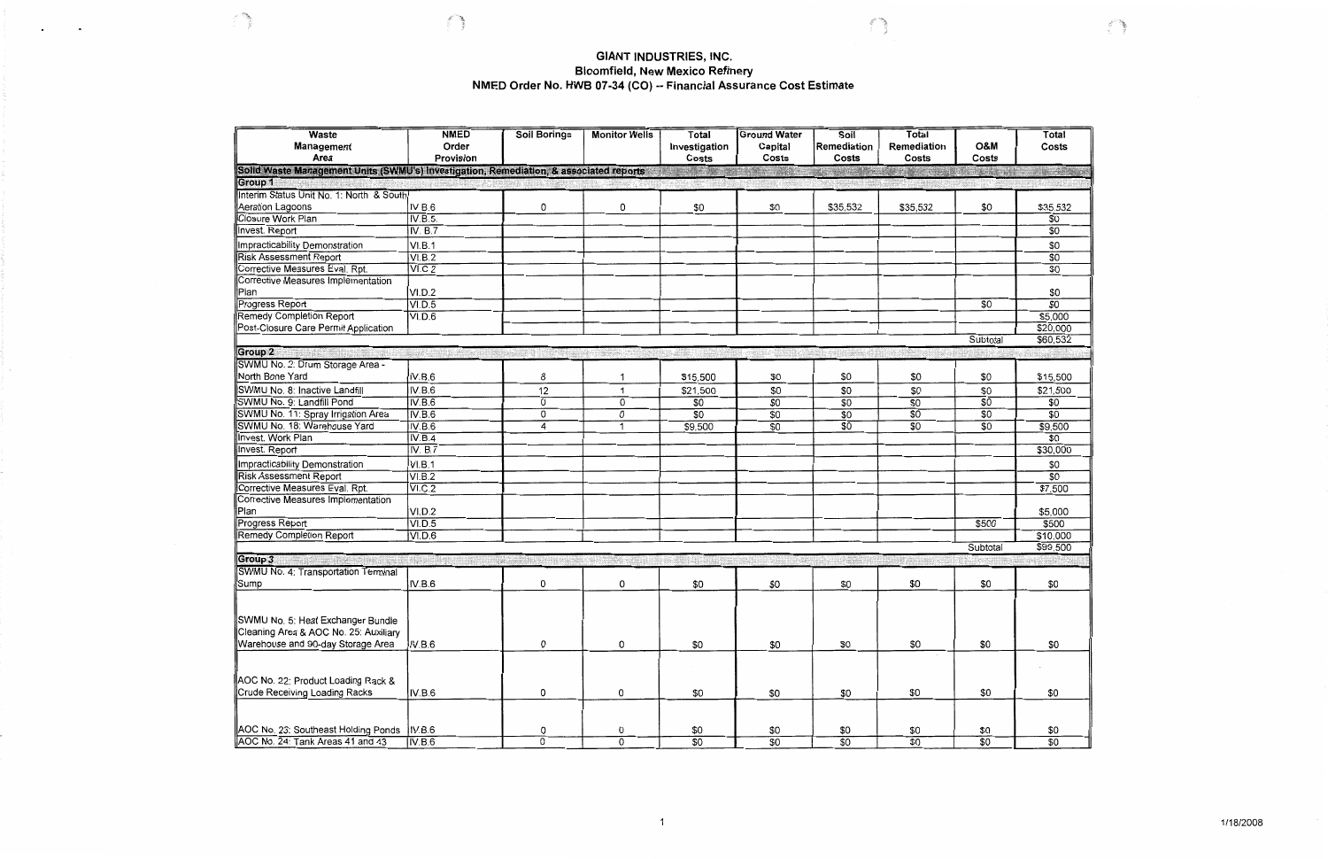# GIANT INDUSTRIES, INC.
## Bloomfield, New Mexico Refinery
## NMED Order No. HWB 07-34 (CO) -- Financial Assurance Cost Estimate

| Waste Management Area | NMED Order Provision | Soil Borings | Monitor Wells | Total Investigation Costs | Ground Water Capital Costs | Soil Remediation Costs | Total Remediation Costs | O&M Costs | Total Costs |
|---|---|---|---|---|---|---|---|---|---|
| **Solid Waste Management Units (SWMU's) Investigation, Remediation, & associated reports** | | | | | | | | | |
| **Group 1** | | | | | | | | | |
| Interim Status Unit No. 1: North & South Aeration Lagoons | IV.B.6 | 0 | 0 | $0 | $0 | $35,532 | $35,532 | $0 | $35,532 |
| Closure Work Plan | IV.B.5. | | | | | | | | $0 |
| Invest. Report | IV. B.7 | | | | | | | | $0 |
| Impracticability Demonstration | VI.B.1 | | | | | | | | $0 |
| Risk Assessment Report | VI.B.2 | | | | | | | | $0 |
| Corrective Measures Eval. Rpt. | VI.C.2 | | | | | | | | $0 |
| Corrective Measures Implementation Plan | VI.D.2 | | | | | | | | $0 |
| Progress Report | VI.D.5 | | | | | | | $0 | $0 |
| Remedy Completion Report | VI.D.6 | | | | | | | | $5,000 |
| Post-Closure Care Permit Application | | | | | | | | | $20,000 |
| | | | | | | | | Subtotal | $60,532 |
| **Group 2** | | | | | | | | | |
| SWMU No. 2: Drum Storage Area - North Bone Yard | IV.B.6 | 8 | 1 | $15,500 | $0 | $0 | $0 | $0 | $15,500 |
| SWMU No. 8: Inactive Landfill | IV.B.6 | 12 | 1 | $21,500 | $0 | $0 | $0 | $0 | $21,500 |
| SWMU No. 9: Landfill Pond | IV.B.6 | 0 | 0 | $0 | $0 | $0 | $0 | $0 | $0 |
| SWMU No. 11: Spray Irrigation Area | IV.B.6 | 0 | 0 | $0 | $0 | $0 | $0 | $0 | $0 |
| SWMU No. 18: Warehouse Yard | IV.B.6 | 4 | 1 | $9,500 | $0 | $0 | $0 | $0 | $9,500 |
| Invest. Work Plan | IV.B.4 | | | | | | | | $0 |
| Invest. Report | IV. B.7 | | | | | | | | $30,000 |
| Impracticability Demonstration | VI.B.1 | | | | | | | | $0 |
| Risk Assessment Report | VI.B.2 | | | | | | | | $0 |
| Corrective Measures Eval. Rpt. | VI.C.2 | | | | | | | | $7,500 |
| Corrective Measures Implementation Plan | VI.D.2 | | | | | | | | $5,000 |
| Progress Report | VI.D.5 | | | | | | | $500 | $500 |
| Remedy Completion Report | VI.D.6 | | | | | | | | $10,000 |
| | | | | | | | | Subtotal | $99,500 |
| **Group 3** | | | | | | | | | |
| SWMU No. 4: Transportation Terminal Sump | IV.B.6 | 0 | 0 | $0 | $0 | $0 | $0 | $0 | $0 |
| SWMU No. 5: Heat Exchanger Bundle Cleaning Area & AOC No. 25: Auxiliary Warehouse and 90-day Storage Area | IV.B.6 | 0 | 0 | $0 | $0 | $0 | $0 | $0 | $0 |
| AOC No. 22: Product Loading Rack & Crude Receiving Loading Racks | IV.B.6 | 0 | 0 | $0 | $0 | $0 | $0 | $0 | $0 |
| AOC No. 23: Southeast Holding Ponds | IV.B.6 | 0 | 0 | $0 | $0 | $0 | $0 | $0 | $0 |
| AOC No. 24: Tank Areas 41 and 43 | IV.B.6 | 0 | 0 | $0 | $0 | $0 | $0 | $0 | $0 |

1/18/2008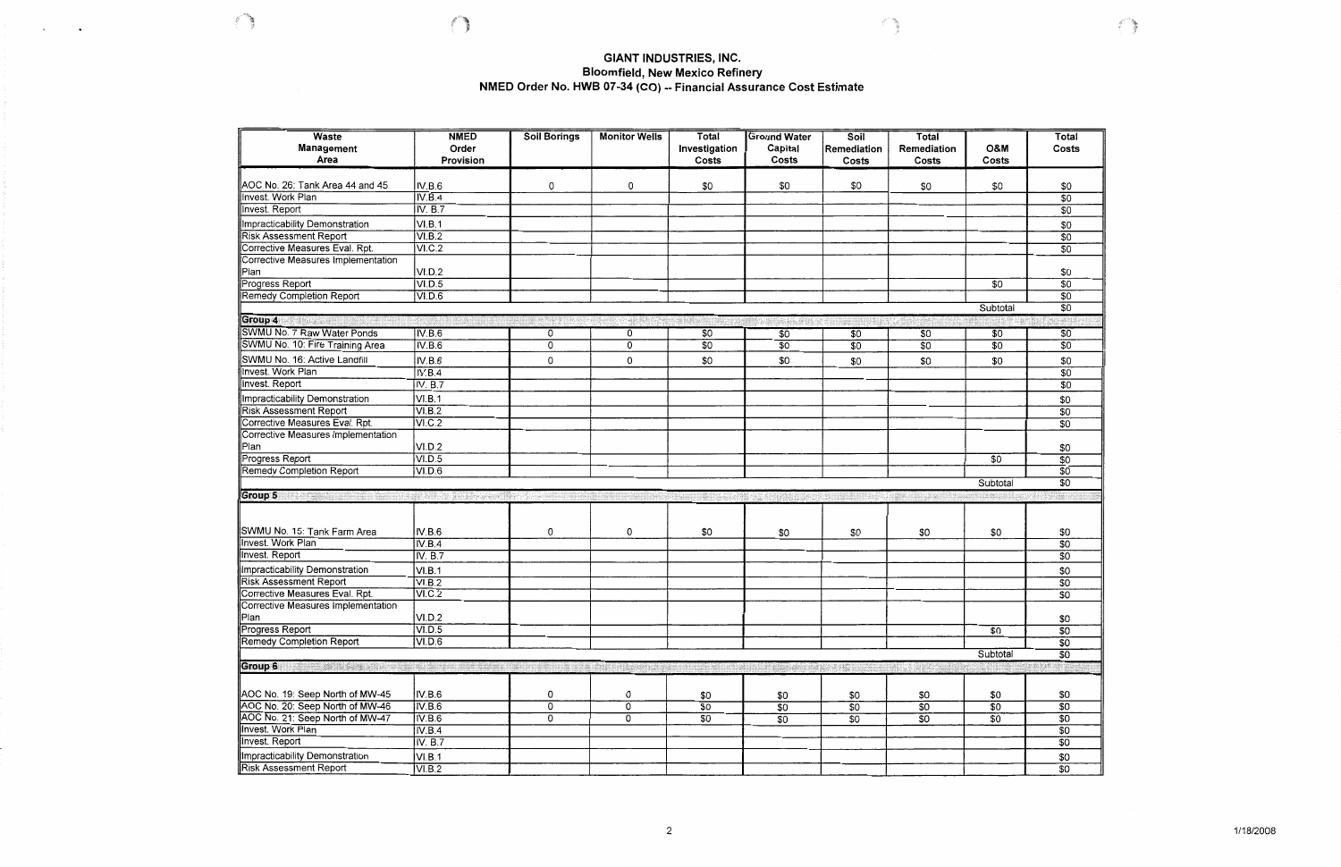# GIANT INDUSTRIES, INC.

## Bloomfield, New Mexico Refinery

## NMED Order No. HWB 07-34 (CO) -- Financial Assurance Cost Estimate

| Waste Management Area | NMED Order Provision | Soil Borings | Monitor Wells | Total Investigation Costs | Ground Water Capital Costs | Soil Remediation Costs | Total Remediation Costs | O&M Costs | Total Costs |
|---|---|---|---|---|---|---|---|---|---|
| AOC No. 26: Tank Area 44 and 45 | IV.B.6 | 0 | 0 | $0 | $0 | $0 | $0 | $0 | $0 |
| Invest. Work Plan | IV.B.4 | | | | | | | | $0 |
| Invest. Report | IV. B.7 | | | | | | | | $0 |
| Impracticability Demonstration | VI.B.1 | | | | | | | | $0 |
| Risk Assessment Report | VI.B.2 | | | | | | | | $0 |
| Corrective Measures Eval. Rpt. | VI.C.2 | | | | | | | | $0 |
| Corrective Measures Implementation Plan | VI.D.2 | | | | | | | | $0 |
| Progress Report | VI.D.5 | | | | | | | $0 | $0 |
| Remedy Completion Report | VI.D.6 | | | | | | | | $0 |
| | | | | | | | | Subtotal | $0 |
| **Group 4** | | | | | | | | | |
| SWMU No. 7 Raw Water Ponds | IV.B.6 | 0 | 0 | $0 | $0 | $0 | $0 | $0 | $0 |
| SWMU No. 10: Fire Training Area | IV.B.6 | 0 | 0 | $0 | $0 | $0 | $0 | $0 | $0 |
| SWMU No. 16: Active Landfill | IV.B.6 | 0 | 0 | $0 | $0 | $0 | $0 | $0 | $0 |
| Invest. Work Plan | IV.B.4 | | | | | | | | $0 |
| Invest. Report | IV. B.7 | | | | | | | | $0 |
| Impracticability Demonstration | VI.B.1 | | | | | | | | $0 |
| Risk Assessment Report | VI.B.2 | | | | | | | | $0 |
| Corrective Measures Eval. Rpt. | VI.C.2 | | | | | | | | $0 |
| Corrective Measures Implementation Plan | VI.D.2 | | | | | | | | $0 |
| Progress Report | VI.D.5 | | | | | | | $0 | $0 |
| Remedy Completion Report | VI.D.6 | | | | | | | | $0 |
| | | | | | | | | Subtotal | $0 |
| **Group 5** | | | | | | | | | |
| SWMU No. 15: Tank Farm Area | IV.B.6 | 0 | 0 | $0 | $0 | $0 | $0 | $0 | $0 |
| Invest. Work Plan | IV.B.4 | | | | | | | | $0 |
| Invest. Report | IV. B.7 | | | | | | | | $0 |
| Impracticability Demonstration | VI.B.1 | | | | | | | | $0 |
| Risk Assessment Report | VI.B.2 | | | | | | | | $0 |
| Corrective Measures Eval. Rpt. | VI.C.2 | | | | | | | | $0 |
| Corrective Measures Implementation Plan | VI.D.2 | | | | | | | | $0 |
| Progress Report | VI.D.5 | | | | | | | $0 | $0 |
| Remedy Completion Report | VI.D.6 | | | | | | | | $0 |
| | | | | | | | | Subtotal | $0 |
| **Group 6** | | | | | | | | | |
| AOC No. 19: Seep North of MW-45 | IV.B.6 | 0 | 0 | $0 | $0 | $0 | $0 | $0 | $0 |
| AOC No. 20: Seep North of MW-46 | IV.B.6 | 0 | 0 | $0 | $0 | $0 | $0 | $0 | $0 |
| AOC No. 21: Seep North of MW-47 | IV.B.6 | 0 | 0 | $0 | $0 | $0 | $0 | $0 | $0 |
| Invest. Work Plan | IV.B.4 | | | | | | | | $0 |
| Invest. Report | IV. B.7 | | | | | | | | $0 |
| Impracticability Demonstration | VI.B.1 | | | | | | | | $0 |
| Risk Assessment Report | VI.B.2 | | | | | | | | $0 |

1/18/2008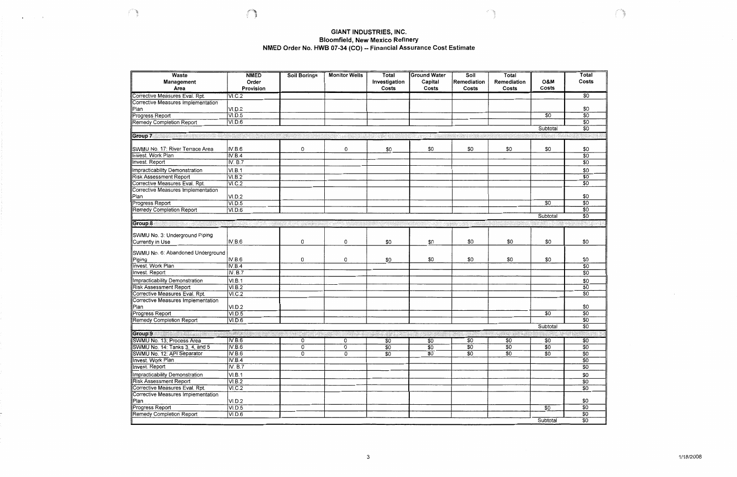# GIANT INDUSTRIES, INC.
## Bloomfield, New Mexico Refinery
## NMED Order No. HWB 07-34 (CO) -- Financial Assurance Cost Estimate

| Waste Management Area | NMED Order Provision | Soil Borings | Monitor Wells | Total Investigation Costs | Ground Water Capital Costs | Soil Remediation Costs | Total Remediation Costs | O&M Costs | Total Costs |
|---|---|---|---|---|---|---|---|---|---|
| Corrective Measures Eval. Rpt. | VI.C.2 | | | | | | | | $0 |
| Corrective Measures Implementation Plan | VI.D.2 | | | | | | | | $0 |
| Progress Report | VI.D.5 | | | | | | | $0 | $0 |
| Remedy Completion Report | VI.D.6 | | | | | | | | $0 |
| | | | | | | | | Subtotal | $0 |
| **Group 7** | | | | | | | | | |
| SWMU No. 17: River Terrace Area | IV.B.6 | 0 | 0 | $0 | $0 | $0 | $0 | $0 | $0 |
| Invest. Work Plan | IV.B.4 | | | | | | | | $0 |
| Invest. Report | IV. B.7 | | | | | | | | $0 |
| Impracticability Demonstration | VI.B.1 | | | | | | | | $0 |
| Risk Assessment Report | VI.B.2 | | | | | | | | $0 |
| Corrective Measures Eval. Rpt. | VI.C.2 | | | | | | | | $0 |
| Corrective Measures Implementation Plan | VI.D.2 | | | | | | | | $0 |
| Progress Report | VI.D.5 | | | | | | | $0 | $0 |
| Remedy Completion Report | VI.D.6 | | | | | | | | $0 |
| | | | | | | | | Subtotal | $0 |
| **Group 8** | | | | | | | | | |
| SWMU No. 3: Underground Piping Currently in Use | IV.B.6 | 0 | 0 | $0 | $0 | $0 | $0 | $0 | $0 |
| SWMU No. 6: Abandoned Underground Piping | IV.B.6 | 0 | 0 | $0 | $0 | $0 | $0 | $0 | $0 |
| Invest. Work Plan | IV.B.4 | | | | | | | | $0 |
| Invest. Report | IV. B.7 | | | | | | | | $0 |
| Impracticability Demonstration | VI.B.1 | | | | | | | | $0 |
| Risk Assessment Report | VI.B.2 | | | | | | | | $0 |
| Corrective Measures Eval. Rpt. | VI.C.2 | | | | | | | | $0 |
| Corrective Measures Implementation Plan | VI.D.2 | | | | | | | | $0 |
| Progress Report | VI.D.5 | | | | | | | $0 | $0 |
| Remedy Completion Report | VI.D.6 | | | | | | | | $0 |
| | | | | | | | | Subtotal | $0 |
| **Group 9** | | | | | | | | | |
| SWMU No. 13: Process Area | IV.B.6 | 0 | 0 | $0 | $0 | $0 | $0 | $0 | $0 |
| SWMU No. 14: Tanks 3, 4, and 5 | IV.B.6 | 0 | 0 | $0 | $0 | $0 | $0 | $0 | $0 |
| SWMU No. 12: API Separator | IV.B.6 | 0 | 0 | $0 | $0 | $0 | $0 | $0 | $0 |
| Invest. Work Plan | IV.B.4 | | | | | | | | $0 |
| Invest. Report | IV. B.7 | | | | | | | | $0 |
| Impracticability Demonstration | VI.B.1 | | | | | | | | $0 |
| Risk Assessment Report | VI.B.2 | | | | | | | | $0 |
| Corrective Measures Eval. Rpt. | VI.C.2 | | | | | | | | $0 |
| Corrective Measures Implementation Plan | VI.D.2 | | | | | | | | $0 |
| Progress Report | VI.D.5 | | | | | | | $0 | $0 |
| Remedy Completion Report | VI.D.6 | | | | | | | | $0 |
| | | | | | | | | Subtotal | $0 |

1/18/2008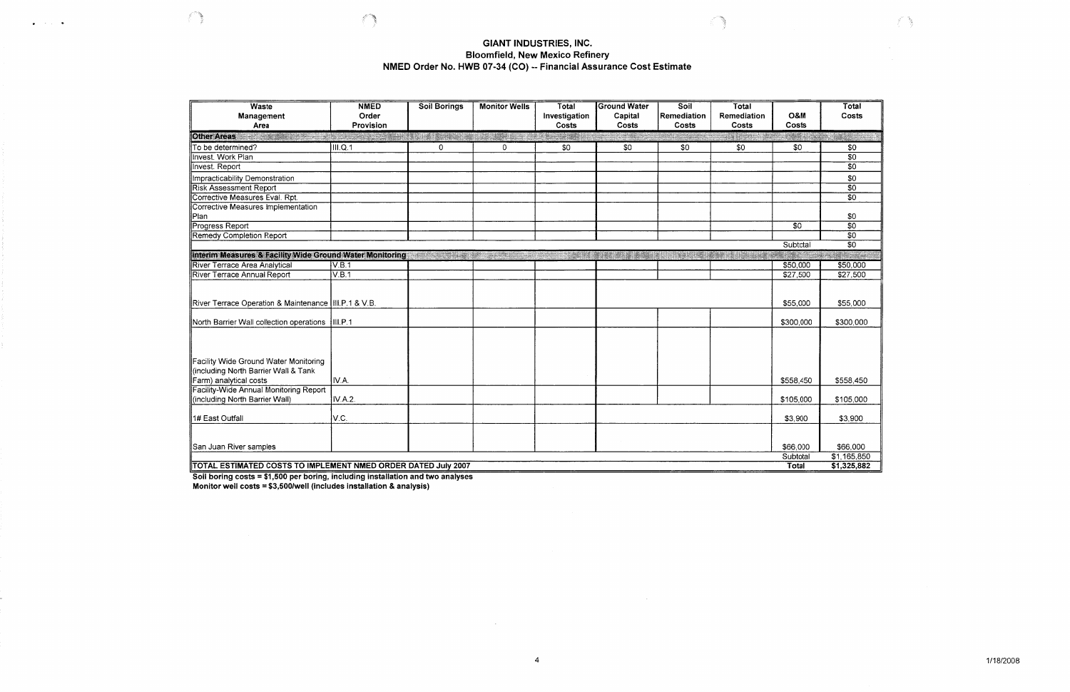## GIANT INDUSTRIES, INC.
### Bloomfield, New Mexico Refinery
### NMED Order No. HWB 07-34 (CO) -- Financial Assurance Cost Estimate

| Waste Management Area | NMED Order Provision | Soil Borings | Monitor Wells | Total Investigation Costs | Ground Water Capital Costs | Soil Remediation Costs | Total Remediation Costs | O&M Costs | Total Costs |
|---|---|---|---|---|---|---|---|---|---|
| **Other Areas** | | | | | | | | | |
| To be determined? | III.Q.1 | 0 | 0 | $0 | $0 | $0 | $0 | $0 | $0 |
| Invest. Work Plan | | | | | | | | | $0 |
| Invest. Report | | | | | | | | | $0 |
| Impracticability Demonstration | | | | | | | | | $0 |
| Risk Assessment Report | | | | | | | | | $0 |
| Corrective Measures Eval. Rpt. | | | | | | | | | $0 |
| Corrective Measures Implementation Plan | | | | | | | | | $0 |
| Progress Report | | | | | | | | $0 | $0 |
| Remedy Completion Report | | | | | | | | | $0 |
| | | | | | | | | Subtotal | $0 |
| **Interim Measures & Facility Wide Ground Water Monitoring** | | | | | | | | | |
| River Terrace Area Analytical | V.B.1 | | | | | | | $50,000 | $50,000 |
| River Terrace Annual Report | V.B.1 | | | | | | | $27,500 | $27,500 |
| River Terrace Operation & Maintenance | III.P.1 & V.B. | | | | | | | $55,000 | $55,000 |
| North Barrier Wall collection operations | III.P.1 | | | | | | | $300,000 | $300,000 |
| Facility Wide Ground Water Monitoring (including North Barrier Wall & Tank Farm) analytical costs | IV.A. | | | | | | | $558,450 | $558,450 |
| Facility-Wide Annual Monitoring Report (including North Barrier Wall) | IV.A.2. | | | | | | | $105,000 | $105,000 |
| 1# East Outfall | V.C. | | | | | | | $3,900 | $3,900 |
| San Juan River samples | | | | | | | | $66,000 | $66,000 |
| | | | | | | | | Subtotal | $1,165,850 |
| **TOTAL ESTIMATED COSTS TO IMPLEMENT NMED ORDER DATED July 2007** | | | | | | | | **Total** | **$1,325,882** |

**Soil boring costs = $1,500 per boring, including installation and two analyses**

**Monitor well costs = $3,500/well (includes installation & analysis)**